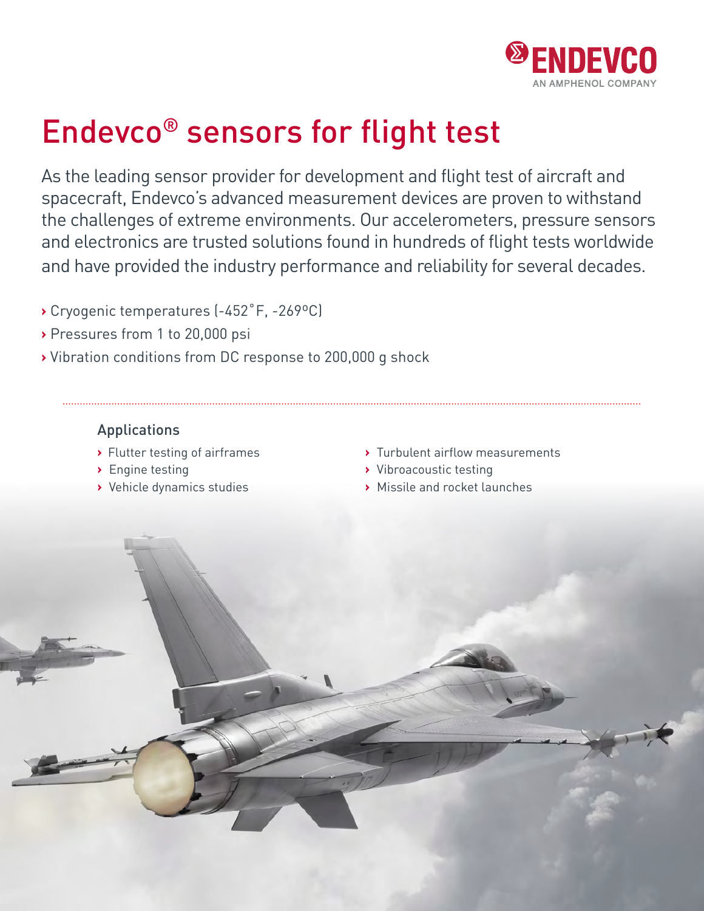# Endevco® sensors for flight test

As the leading sensor provider for development and flight test of aircraft and spacecraft, Endevco's advanced measurement devices are proven to withstand the challenges of extreme environments. Our accelerometers, pressure sensors and electronics are trusted solutions found in hundreds of flight tests worldwide and have provided the industry performance and reliability for several decades.

- Cryogenic temperatures (-452˚F, -269ºC)
- Pressures from 1 to 20,000 psi
- Vibration conditions from DC response to 200,000 g shock

## Applications

- Flutter testing of airframes
- Engine testing
- Vehicle dynamics studies
- Turbulent airflow measurements
- Vibroacoustic testing
- Missile and rocket launches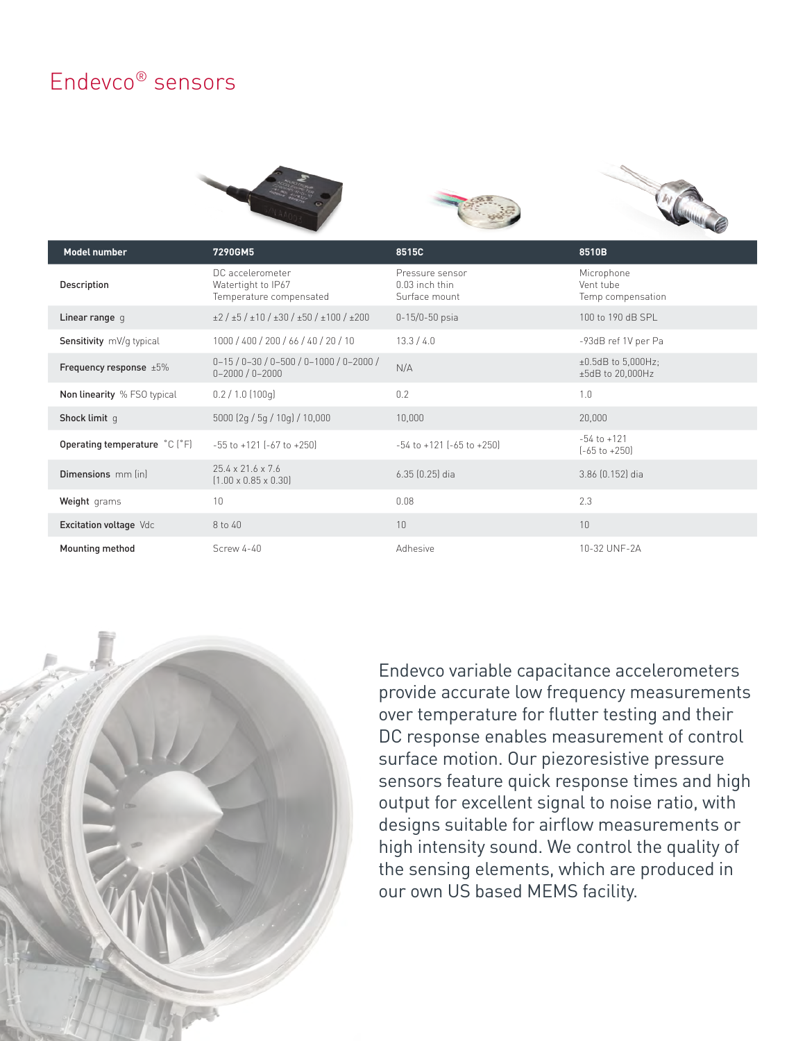# Endevco® sensors

| Model number | 7290GM5 | 8515C | 8510B |
|---|---|---|---|
| Description | DC accelerometer<br>Watertight to IP67<br>Temperature compensated | Pressure sensor<br>0.03 inch thin<br>Surface mount | Microphone<br>Vent tube<br>Temp compensation |
| **Linear range** g | ±2 / ±5 / ±10 / ±30 / ±50 / ±100 / ±200 | 0-15/0-50 psia | 100 to 190 dB SPL |
| **Sensitivity** mV/g typical | 1000 / 400 / 200 / 66 / 40 / 20 / 10 | 13.3 / 4.0 | -93dB ref 1V per Pa |
| **Frequency response** ±5% | 0–15 / 0–30 / 0–500 / 0–1000 / 0–2000 / 0–2000 / 0–2000 | N/A | ±0.5dB to 5,000Hz;<br>±5dB to 20,000Hz |
| **Non linearity** % FSO typical | 0.2 / 1.0 (100g) | 0.2 | 1.0 |
| **Shock limit** g | 5000 (2g / 5g / 10g) / 10,000 | 10,000 | 20,000 |
| **Operating temperature** °C (°F) | -55 to +121 (-67 to +250) | -54 to +121 (-65 to +250) | -54 to +121<br>(-65 to +250) |
| **Dimensions** mm (in) | 25.4 x 21.6 x 7.6<br>(1.00 x 0.85 x 0.30) | 6.35 (0.25) dia | 3.86 (0.152) dia |
| **Weight** grams | 10 | 0.08 | 2.3 |
| **Excitation voltage** Vdc | 8 to 40 | 10 | 10 |
| **Mounting method** | Screw 4-40 | Adhesive | 10-32 UNF-2A |

Endevco variable capacitance accelerometers provide accurate low frequency measurements over temperature for flutter testing and their DC response enables measurement of control surface motion. Our piezoresistive pressure sensors feature quick response times and high output for excellent signal to noise ratio, with designs suitable for airflow measurements or high intensity sound. We control the quality of the sensing elements, which are produced in our own US based MEMS facility.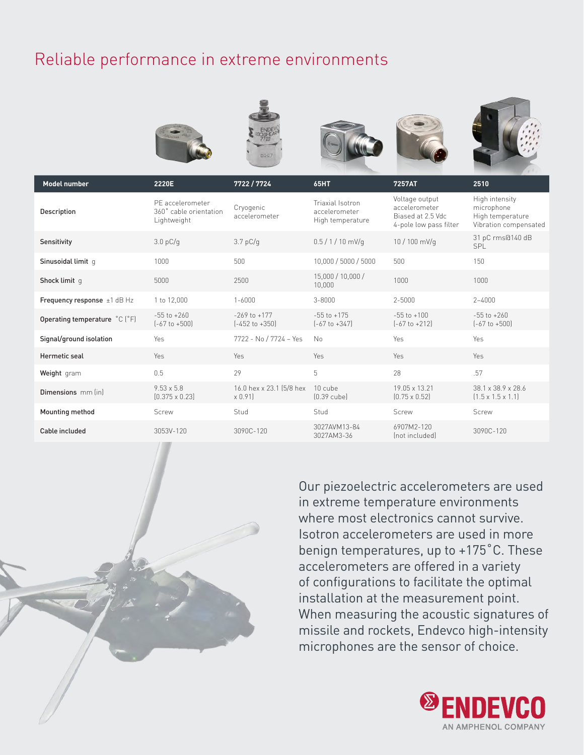# Reliable performance in extreme environments

| Model number | 2220E | 7722 / 7724 | 65HT | 7257AT | 2510 |
|---|---|---|---|---|---|
| Description | PE accelerometer<br>360° cable orientation<br>Lightweight | Cryogenic accelerometer | Triaxial Isotron accelerometer<br>High temperature | Voltage output accelerometer<br>Biased at 2.5 Vdc<br>4-pole low pass filter | High intensity microphone<br>High temperature<br>Vibration compensated |
| Sensitivity | 3.0 pC/g | 3.7 pC/g | 0.5 / 1 / 10 mV/g | 10 / 100 mV/g | 31 pC rms@140 dB SPL |
| Sinusoidal limit g | 1000 | 500 | 10,000 / 5000 / 5000 | 500 | 150 |
| Shock limit g | 5000 | 2500 | 15,000 / 10,000 / 10,000 | 1000 | 1000 |
| Frequency response ±1 dB Hz | 1 to 12,000 | 1-6000 | 3-8000 | 2-5000 | 2–4000 |
| Operating temperature °C (°F) | -55 to +260<br>(-67 to +500) | -269 to +177<br>(-452 to +350) | -55 to +175<br>(-67 to +347) | -55 to +100<br>(-67 to +212) | -55 to +260<br>(-67 to +500) |
| Signal/ground isolation | Yes | 7722 - No / 7724 – Yes | No | Yes | Yes |
| Hermetic seal | Yes | Yes | Yes | Yes | Yes |
| Weight gram | 0.5 | 29 | 5 | 28 | .57 |
| Dimensions mm (in) | 9.53 x 5.8<br>(0.375 x 0.23) | 16.0 hex x 23.1 (5/8 hex x 0.91) | 10 cube<br>(0.39 cube) | 19.05 x 13.21<br>(0.75 x 0.52) | 38.1 x 38.9 x 28.6<br>(1.5 x 1.5 x 1.1) |
| Mounting method | Screw | Stud | Stud | Screw | Screw |
| Cable included | 3053V-120 | 3090C-120 | 3027AVM13-84<br>3027AM3-36 | 6907M2-120<br>(not included) | 3090C-120 |

Our piezoelectric accelerometers are used in extreme temperature environments where most electronics cannot survive. Isotron accelerometers are used in more benign temperatures, up to +175°C. These accelerometers are offered in a variety of configurations to facilitate the optimal installation at the measurement point. When measuring the acoustic signatures of missile and rockets, Endevco high-intensity microphones are the sensor of choice.

ENDEVCO
AN AMPHENOL COMPANY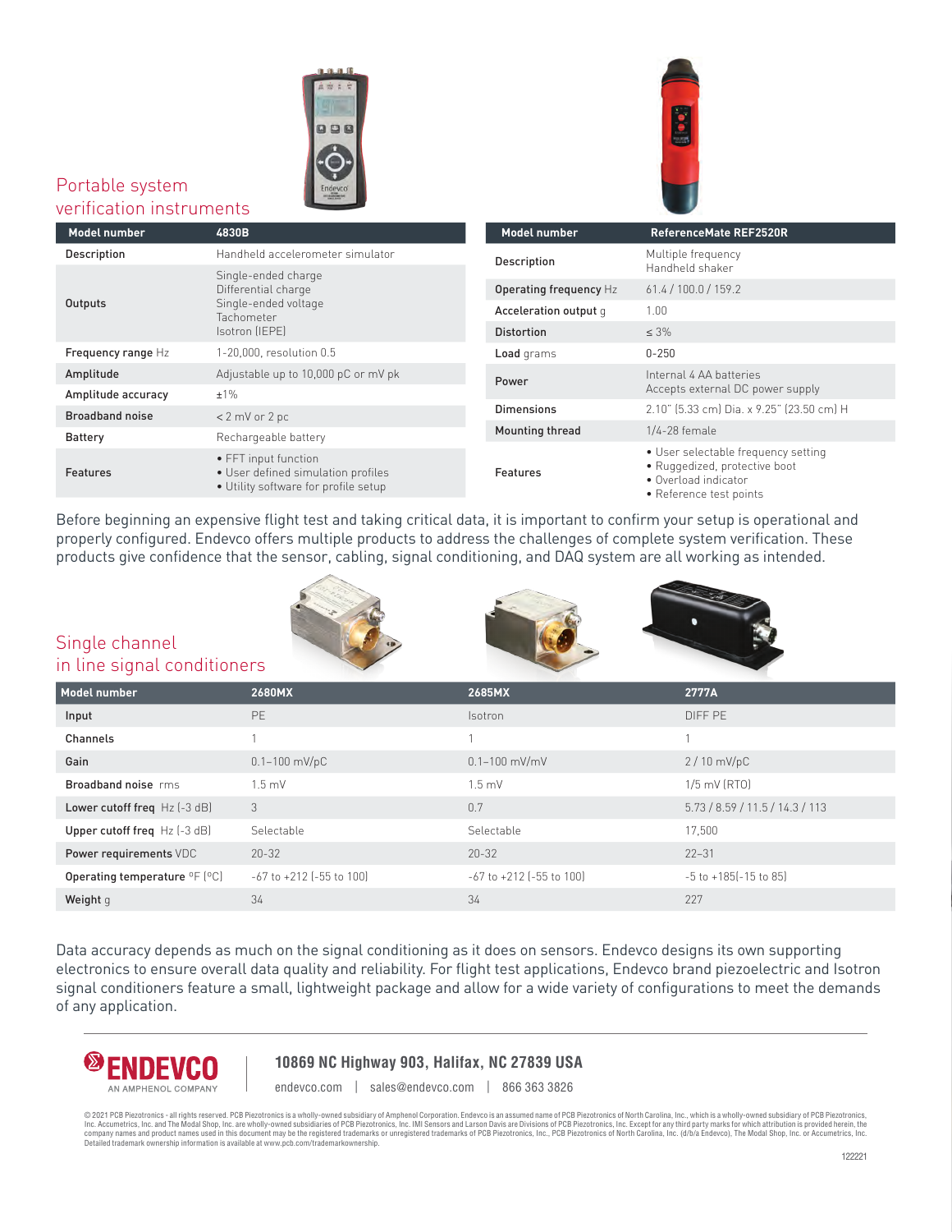## Portable system verification instruments

| Model number | 4830B |
|---|---|
| Description | Handheld accelerometer simulator |
| Outputs | Single-ended charge<br>Differential charge<br>Single-ended voltage<br>Tachometer<br>Isotron (IEPE) |
| Frequency range Hz | 1-20,000, resolution 0.5 |
| Amplitude | Adjustable up to 10,000 pC or mV pk |
| Amplitude accuracy | ±1% |
| Broadband noise | < 2 mV or 2 pc |
| Battery | Rechargeable battery |
| Features | • FFT input function<br>• User defined simulation profiles<br>• Utility software for profile setup |

| Model number | ReferenceMate REF2520R |
|---|---|
| Description | Multiple frequency<br>Handheld shaker |
| Operating frequency Hz | 61.4 / 100.0 / 159.2 |
| Acceleration output g | 1.00 |
| Distortion | ≤ 3% |
| Load grams | 0-250 |
| Power | Internal 4 AA batteries<br>Accepts external DC power supply |
| Dimensions | 2.10" (5.33 cm) Dia. x 9.25" (23.50 cm) H |
| Mounting thread | 1/4-28 female |
| Features | • User selectable frequency setting<br>• Ruggedized, protective boot<br>• Overload indicator<br>• Reference test points |

Before beginning an expensive flight test and taking critical data, it is important to confirm your setup is operational and properly configured. Endevco offers multiple products to address the challenges of complete system verification. These products give confidence that the sensor, cabling, signal conditioning, and DAQ system are all working as intended.

## Single channel in line signal conditioners

| Model number | 2680MX | 2685MX | 2777A |
|---|---|---|---|
| Input | PE | Isotron | DIFF PE |
| Channels | 1 | 1 | 1 |
| Gain | 0.1–100 mV/pC | 0.1–100 mV/mV | 2 / 10 mV/pC |
| Broadband noise rms | 1.5 mV | 1.5 mV | 1/5 mV (RTO) |
| Lower cutoff freq Hz (-3 dB) | 3 | 0.7 | 5.73 / 8.59 / 11.5 / 14.3 / 113 |
| Upper cutoff freq Hz (-3 dB) | Selectable | Selectable | 17,500 |
| Power requirements VDC | 20-32 | 20-32 | 22–31 |
| Operating temperature °F (°C) | -67 to +212 (-55 to 100) | -67 to +212 (-55 to 100) | -5 to +185(-15 to 85) |
| Weight g | 34 | 34 | 227 |

Data accuracy depends as much on the signal conditioning as it does on sensors. Endevco designs its own supporting electronics to ensure overall data quality and reliability. For flight test applications, Endevco brand piezoelectric and Isotron signal conditioners feature a small, lightweight package and allow for a wide variety of configurations to meet the demands of any application.

ENDEVCO
AN AMPHENOL COMPANY

**10869 NC Highway 903, Halifax, NC 27839 USA**

endevco.com | sales@endevco.com | 866 363 3826

© 2021 PCB Piezotronics - all rights reserved. PCB Piezotronics is a wholly-owned subsidiary of Amphenol Corporation. Endevco is an assumed name of PCB Piezotronics of North Carolina, Inc., which is a wholly-owned subsidiary of PCB Piezotronics, Inc. Accumetrics, Inc. and The Modal Shop, Inc. are wholly-owned subsidiaries of PCB Piezotronics, Inc. IMI Sensors and Larson Davis are Divisions of PCB Piezotronics, Inc. Except for any third party marks for which attribution is provided herein, the company names and product names used in this document may be the registered trademarks or unregistered trademarks of PCB Piezotronics, Inc., PCB Piezotronics of North Carolina, Inc. (d/b/a Endevco), The Modal Shop, Inc. or Accumetrics, Inc. Detailed trademark ownership information is available at www.pcb.com/trademarkownership.

122221